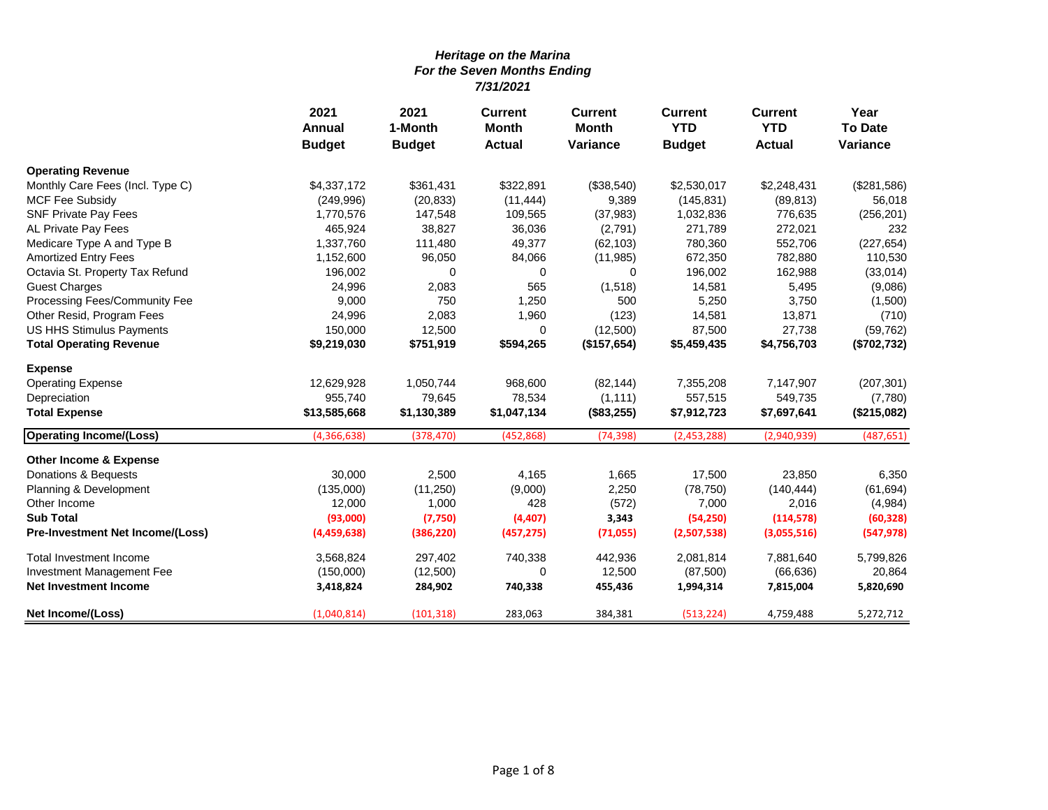***Heritage on the Marina***
***For the Seven Months Ending***
***7/31/2021***

| | 2021 Annual Budget | 2021 1-Month Budget | Current Month Actual | Current Month Variance | Current YTD Budget | Current YTD Actual | Year To Date Variance |
|---|---|---|---|---|---|---|---|
| **Operating Revenue** | | | | | | | |
| Monthly Care Fees (Incl. Type C) | $4,337,172 | $361,431 | $322,891 | ($38,540) | $2,530,017 | $2,248,431 | ($281,586) |
| MCF Fee Subsidy | (249,996) | (20,833) | (11,444) | 9,389 | (145,831) | (89,813) | 56,018 |
| SNF Private Pay Fees | 1,770,576 | 147,548 | 109,565 | (37,983) | 1,032,836 | 776,635 | (256,201) |
| AL Private Pay Fees | 465,924 | 38,827 | 36,036 | (2,791) | 271,789 | 272,021 | 232 |
| Medicare Type A and Type B | 1,337,760 | 111,480 | 49,377 | (62,103) | 780,360 | 552,706 | (227,654) |
| Amortized Entry Fees | 1,152,600 | 96,050 | 84,066 | (11,985) | 672,350 | 782,880 | 110,530 |
| Octavia St. Property Tax Refund | 196,002 | 0 | 0 | 0 | 196,002 | 162,988 | (33,014) |
| Guest Charges | 24,996 | 2,083 | 565 | (1,518) | 14,581 | 5,495 | (9,086) |
| Processing Fees/Community Fee | 9,000 | 750 | 1,250 | 500 | 5,250 | 3,750 | (1,500) |
| Other Resid, Program Fees | 24,996 | 2,083 | 1,960 | (123) | 14,581 | 13,871 | (710) |
| US HHS Stimulus Payments | 150,000 | 12,500 | 0 | (12,500) | 87,500 | 27,738 | (59,762) |
| **Total Operating Revenue** | **$9,219,030** | **$751,919** | **$594,265** | **($157,654)** | **$5,459,435** | **$4,756,703** | **($702,732)** |
| **Expense** | | | | | | | |
| Operating Expense | 12,629,928 | 1,050,744 | 968,600 | (82,144) | 7,355,208 | 7,147,907 | (207,301) |
| Depreciation | 955,740 | 79,645 | 78,534 | (1,111) | 557,515 | 549,735 | (7,780) |
| **Total Expense** | **$13,585,668** | **$1,130,389** | **$1,047,134** | **($83,255)** | **$7,912,723** | **$7,697,641** | **($215,082)** |
| **Operating Income/(Loss)** | (4,366,638) | (378,470) | (452,868) | (74,398) | (2,453,288) | (2,940,939) | (487,651) |
| **Other Income & Expense** | | | | | | | |
| Donations & Bequests | 30,000 | 2,500 | 4,165 | 1,665 | 17,500 | 23,850 | 6,350 |
| Planning & Development | (135,000) | (11,250) | (9,000) | 2,250 | (78,750) | (140,444) | (61,694) |
| Other Income | 12,000 | 1,000 | 428 | (572) | 7,000 | 2,016 | (4,984) |
| **Sub Total** | **(93,000)** | **(7,750)** | **(4,407)** | **3,343** | **(54,250)** | **(114,578)** | **(60,328)** |
| **Pre-Investment Net Income/(Loss)** | **(4,459,638)** | **(386,220)** | **(457,275)** | **(71,055)** | **(2,507,538)** | **(3,055,516)** | **(547,978)** |
| Total Investment Income | 3,568,824 | 297,402 | 740,338 | 442,936 | 2,081,814 | 7,881,640 | 5,799,826 |
| Investment Management Fee | (150,000) | (12,500) | 0 | 12,500 | (87,500) | (66,636) | 20,864 |
| **Net Investment Income** | **3,418,824** | **284,902** | **740,338** | **455,436** | **1,994,314** | **7,815,004** | **5,820,690** |
| **Net Income/(Loss)** | (1,040,814) | (101,318) | 283,063 | 384,381 | (513,224) | 4,759,488 | 5,272,712 |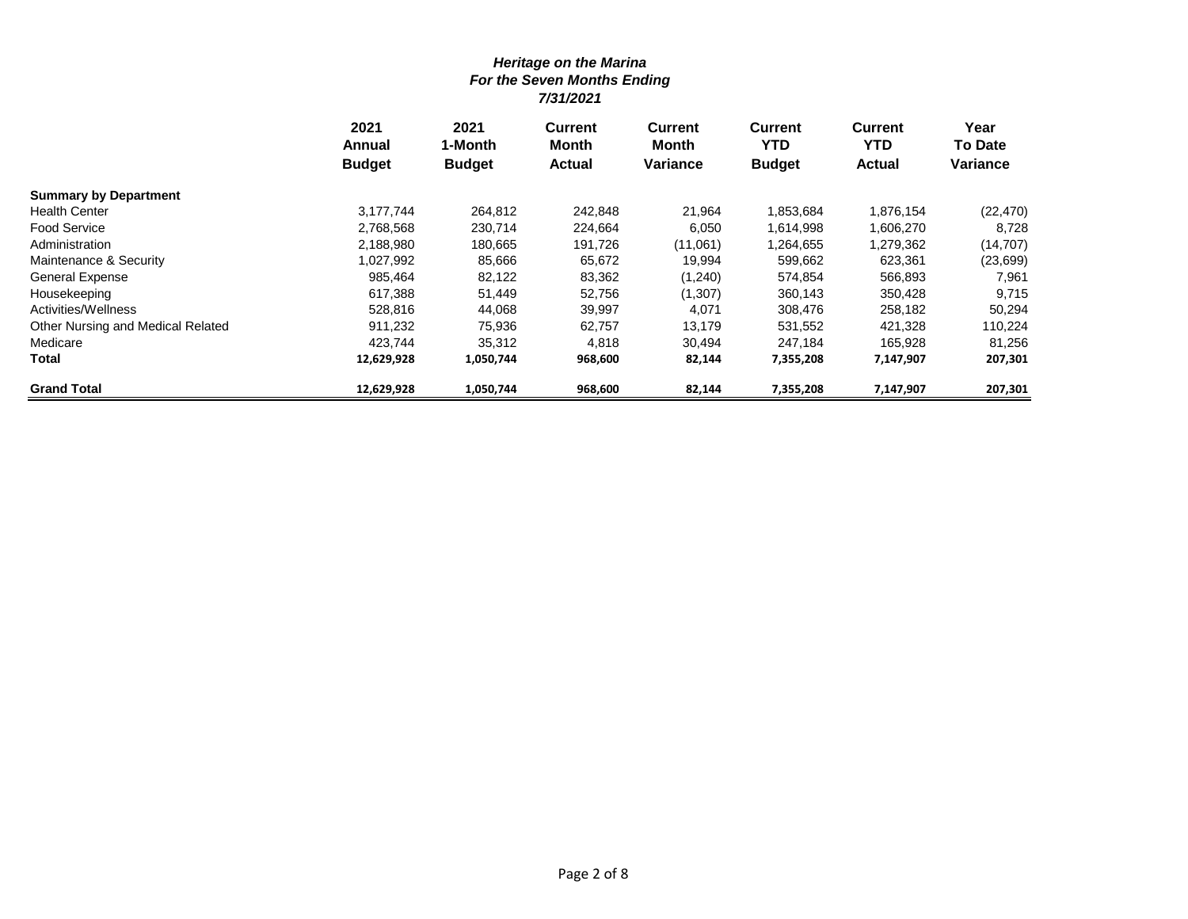***Heritage on the Marina***
***For the Seven Months Ending***
***7/31/2021***

| | 2021 Annual Budget | 2021 1-Month Budget | Current Month Actual | Current Month Variance | Current YTD Budget | Current YTD Actual | Year To Date Variance |
|---|---|---|---|---|---|---|---|
| **Summary by Department** | | | | | | | |
| Health Center | 3,177,744 | 264,812 | 242,848 | 21,964 | 1,853,684 | 1,876,154 | (22,470) |
| Food Service | 2,768,568 | 230,714 | 224,664 | 6,050 | 1,614,998 | 1,606,270 | 8,728 |
| Administration | 2,188,980 | 180,665 | 191,726 | (11,061) | 1,264,655 | 1,279,362 | (14,707) |
| Maintenance & Security | 1,027,992 | 85,666 | 65,672 | 19,994 | 599,662 | 623,361 | (23,699) |
| General Expense | 985,464 | 82,122 | 83,362 | (1,240) | 574,854 | 566,893 | 7,961 |
| Housekeeping | 617,388 | 51,449 | 52,756 | (1,307) | 360,143 | 350,428 | 9,715 |
| Activities/Wellness | 528,816 | 44,068 | 39,997 | 4,071 | 308,476 | 258,182 | 50,294 |
| Other Nursing and Medical Related | 911,232 | 75,936 | 62,757 | 13,179 | 531,552 | 421,328 | 110,224 |
| Medicare | 423,744 | 35,312 | 4,818 | 30,494 | 247,184 | 165,928 | 81,256 |
| **Total** | **12,629,928** | **1,050,744** | **968,600** | **82,144** | **7,355,208** | **7,147,907** | **207,301** |
| **Grand Total** | **12,629,928** | **1,050,744** | **968,600** | **82,144** | **7,355,208** | **7,147,907** | **207,301** |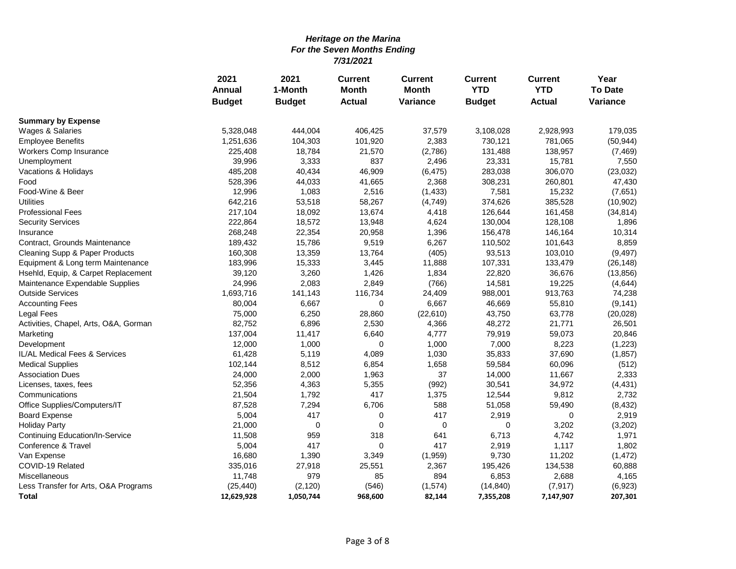***Heritage on the Marina***
***For the Seven Months Ending***
***7/31/2021***

| | 2021 Annual Budget | 2021 1-Month Budget | Current Month Actual | Current Month Variance | Current YTD Budget | Current YTD Actual | Year To Date Variance |
|---|---|---|---|---|---|---|---|
| **Summary by Expense** | | | | | | | |
| Wages & Salaries | 5,328,048 | 444,004 | 406,425 | 37,579 | 3,108,028 | 2,928,993 | 179,035 |
| Employee Benefits | 1,251,636 | 104,303 | 101,920 | 2,383 | 730,121 | 781,065 | (50,944) |
| Workers Comp Insurance | 225,408 | 18,784 | 21,570 | (2,786) | 131,488 | 138,957 | (7,469) |
| Unemployment | 39,996 | 3,333 | 837 | 2,496 | 23,331 | 15,781 | 7,550 |
| Vacations & Holidays | 485,208 | 40,434 | 46,909 | (6,475) | 283,038 | 306,070 | (23,032) |
| Food | 528,396 | 44,033 | 41,665 | 2,368 | 308,231 | 260,801 | 47,430 |
| Food-Wine & Beer | 12,996 | 1,083 | 2,516 | (1,433) | 7,581 | 15,232 | (7,651) |
| Utilities | 642,216 | 53,518 | 58,267 | (4,749) | 374,626 | 385,528 | (10,902) |
| Professional Fees | 217,104 | 18,092 | 13,674 | 4,418 | 126,644 | 161,458 | (34,814) |
| Security Services | 222,864 | 18,572 | 13,948 | 4,624 | 130,004 | 128,108 | 1,896 |
| Insurance | 268,248 | 22,354 | 20,958 | 1,396 | 156,478 | 146,164 | 10,314 |
| Contract, Grounds Maintenance | 189,432 | 15,786 | 9,519 | 6,267 | 110,502 | 101,643 | 8,859 |
| Cleaning Supp & Paper Products | 160,308 | 13,359 | 13,764 | (405) | 93,513 | 103,010 | (9,497) |
| Equipment & Long term Maintenance | 183,996 | 15,333 | 3,445 | 11,888 | 107,331 | 133,479 | (26,148) |
| Hsehld, Equip, & Carpet Replacement | 39,120 | 3,260 | 1,426 | 1,834 | 22,820 | 36,676 | (13,856) |
| Maintenance Expendable Supplies | 24,996 | 2,083 | 2,849 | (766) | 14,581 | 19,225 | (4,644) |
| Outside Services | 1,693,716 | 141,143 | 116,734 | 24,409 | 988,001 | 913,763 | 74,238 |
| Accounting Fees | 80,004 | 6,667 | 0 | 6,667 | 46,669 | 55,810 | (9,141) |
| Legal Fees | 75,000 | 6,250 | 28,860 | (22,610) | 43,750 | 63,778 | (20,028) |
| Activities, Chapel, Arts, O&A, Gorman | 82,752 | 6,896 | 2,530 | 4,366 | 48,272 | 21,771 | 26,501 |
| Marketing | 137,004 | 11,417 | 6,640 | 4,777 | 79,919 | 59,073 | 20,846 |
| Development | 12,000 | 1,000 | 0 | 1,000 | 7,000 | 8,223 | (1,223) |
| IL/AL Medical Fees & Services | 61,428 | 5,119 | 4,089 | 1,030 | 35,833 | 37,690 | (1,857) |
| Medical Supplies | 102,144 | 8,512 | 6,854 | 1,658 | 59,584 | 60,096 | (512) |
| Association Dues | 24,000 | 2,000 | 1,963 | 37 | 14,000 | 11,667 | 2,333 |
| Licenses, taxes, fees | 52,356 | 4,363 | 5,355 | (992) | 30,541 | 34,972 | (4,431) |
| Communications | 21,504 | 1,792 | 417 | 1,375 | 12,544 | 9,812 | 2,732 |
| Office Supplies/Computers/IT | 87,528 | 7,294 | 6,706 | 588 | 51,058 | 59,490 | (8,432) |
| Board Expense | 5,004 | 417 | 0 | 417 | 2,919 | 0 | 2,919 |
| Holiday Party | 21,000 | 0 | 0 | 0 | 0 | 3,202 | (3,202) |
| Continuing Education/In-Service | 11,508 | 959 | 318 | 641 | 6,713 | 4,742 | 1,971 |
| Conference & Travel | 5,004 | 417 | 0 | 417 | 2,919 | 1,117 | 1,802 |
| Van Expense | 16,680 | 1,390 | 3,349 | (1,959) | 9,730 | 11,202 | (1,472) |
| COVID-19 Related | 335,016 | 27,918 | 25,551 | 2,367 | 195,426 | 134,538 | 60,888 |
| Miscellaneous | 11,748 | 979 | 85 | 894 | 6,853 | 2,688 | 4,165 |
| Less Transfer for Arts, O&A Programs | (25,440) | (2,120) | (546) | (1,574) | (14,840) | (7,917) | (6,923) |
| **Total** | **12,629,928** | **1,050,744** | **968,600** | **82,144** | **7,355,208** | **7,147,907** | **207,301** |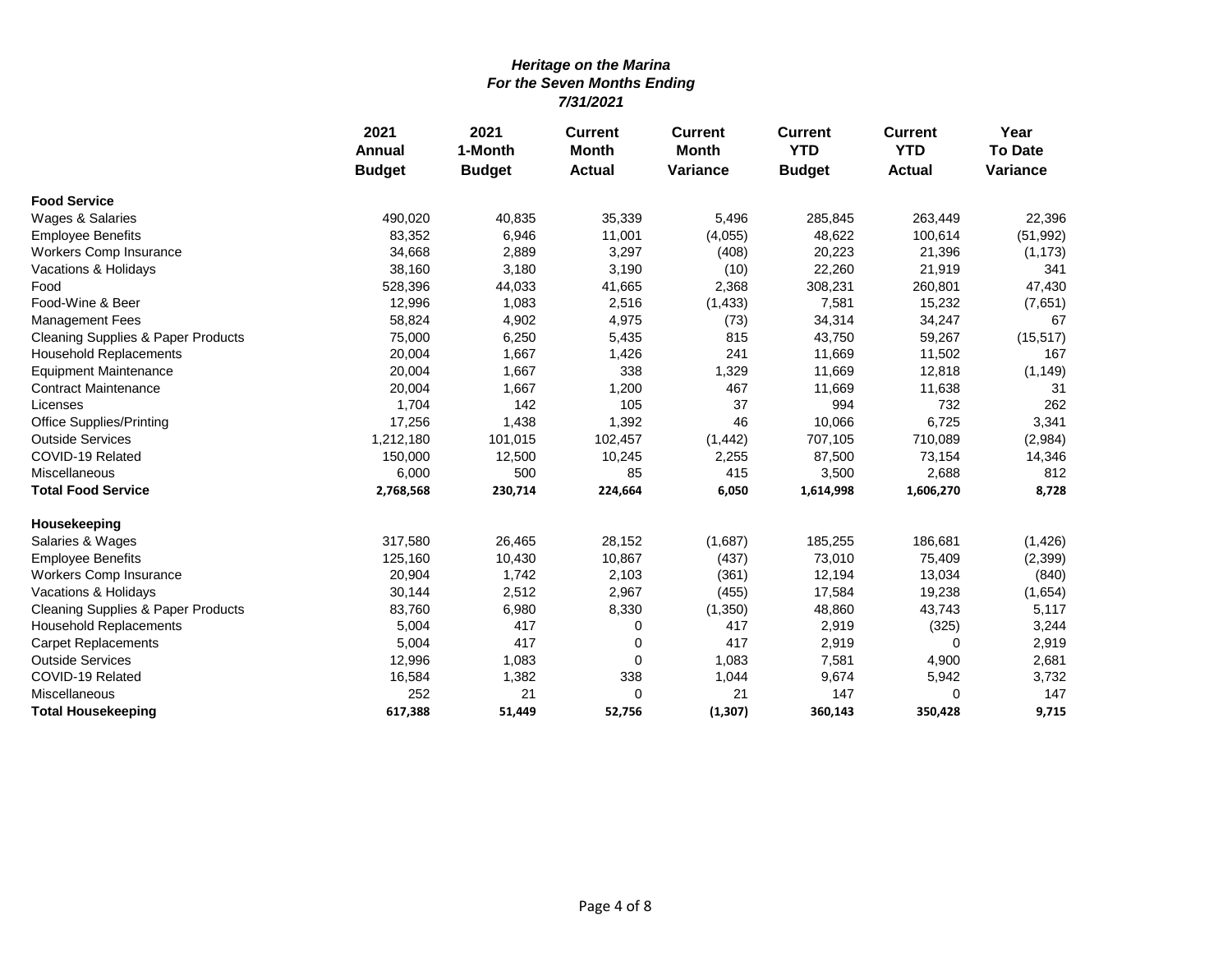***Heritage on the Marina***
***For the Seven Months Ending***
***7/31/2021***

| | 2021 Annual Budget | 2021 1-Month Budget | Current Month Actual | Current Month Variance | Current YTD Budget | Current YTD Actual | Year To Date Variance |
|---|---|---|---|---|---|---|---|
| **Food Service** | | | | | | | |
| Wages & Salaries | 490,020 | 40,835 | 35,339 | 5,496 | 285,845 | 263,449 | 22,396 |
| Employee Benefits | 83,352 | 6,946 | 11,001 | (4,055) | 48,622 | 100,614 | (51,992) |
| Workers Comp Insurance | 34,668 | 2,889 | 3,297 | (408) | 20,223 | 21,396 | (1,173) |
| Vacations & Holidays | 38,160 | 3,180 | 3,190 | (10) | 22,260 | 21,919 | 341 |
| Food | 528,396 | 44,033 | 41,665 | 2,368 | 308,231 | 260,801 | 47,430 |
| Food-Wine & Beer | 12,996 | 1,083 | 2,516 | (1,433) | 7,581 | 15,232 | (7,651) |
| Management Fees | 58,824 | 4,902 | 4,975 | (73) | 34,314 | 34,247 | 67 |
| Cleaning Supplies & Paper Products | 75,000 | 6,250 | 5,435 | 815 | 43,750 | 59,267 | (15,517) |
| Household Replacements | 20,004 | 1,667 | 1,426 | 241 | 11,669 | 11,502 | 167 |
| Equipment Maintenance | 20,004 | 1,667 | 338 | 1,329 | 11,669 | 12,818 | (1,149) |
| Contract Maintenance | 20,004 | 1,667 | 1,200 | 467 | 11,669 | 11,638 | 31 |
| Licenses | 1,704 | 142 | 105 | 37 | 994 | 732 | 262 |
| Office Supplies/Printing | 17,256 | 1,438 | 1,392 | 46 | 10,066 | 6,725 | 3,341 |
| Outside Services | 1,212,180 | 101,015 | 102,457 | (1,442) | 707,105 | 710,089 | (2,984) |
| COVID-19 Related | 150,000 | 12,500 | 10,245 | 2,255 | 87,500 | 73,154 | 14,346 |
| Miscellaneous | 6,000 | 500 | 85 | 415 | 3,500 | 2,688 | 812 |
| **Total Food Service** | **2,768,568** | **230,714** | **224,664** | **6,050** | **1,614,998** | **1,606,270** | **8,728** |
| | | | | | | | |
| **Housekeeping** | | | | | | | |
| Salaries & Wages | 317,580 | 26,465 | 28,152 | (1,687) | 185,255 | 186,681 | (1,426) |
| Employee Benefits | 125,160 | 10,430 | 10,867 | (437) | 73,010 | 75,409 | (2,399) |
| Workers Comp Insurance | 20,904 | 1,742 | 2,103 | (361) | 12,194 | 13,034 | (840) |
| Vacations & Holidays | 30,144 | 2,512 | 2,967 | (455) | 17,584 | 19,238 | (1,654) |
| Cleaning Supplies & Paper Products | 83,760 | 6,980 | 8,330 | (1,350) | 48,860 | 43,743 | 5,117 |
| Household Replacements | 5,004 | 417 | 0 | 417 | 2,919 | (325) | 3,244 |
| Carpet Replacements | 5,004 | 417 | 0 | 417 | 2,919 | 0 | 2,919 |
| Outside Services | 12,996 | 1,083 | 0 | 1,083 | 7,581 | 4,900 | 2,681 |
| COVID-19 Related | 16,584 | 1,382 | 338 | 1,044 | 9,674 | 5,942 | 3,732 |
| Miscellaneous | 252 | 21 | 0 | 21 | 147 | 0 | 147 |
| **Total Housekeeping** | **617,388** | **51,449** | **52,756** | **(1,307)** | **360,143** | **350,428** | **9,715** |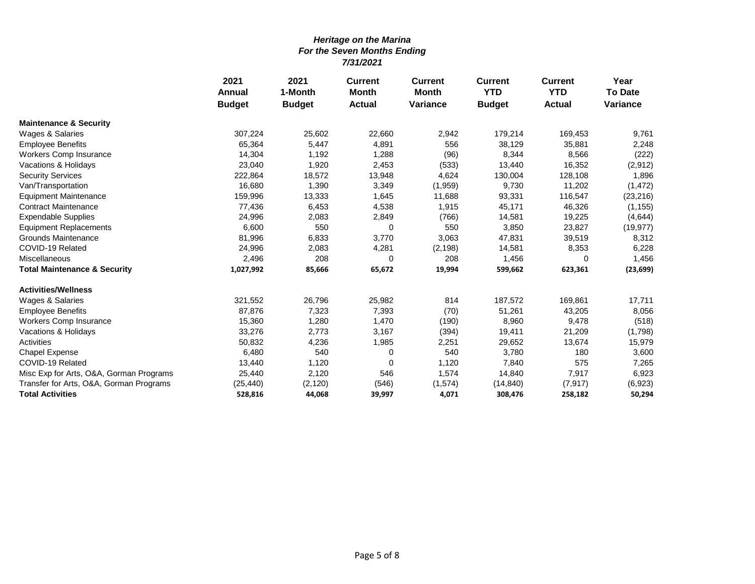***Heritage on the Marina***
***For the Seven Months Ending***
***7/31/2021***

| | 2021 Annual Budget | 2021 1-Month Budget | Current Month Actual | Current Month Variance | Current YTD Budget | Current YTD Actual | Year To Date Variance |
|---|---|---|---|---|---|---|---|
| **Maintenance & Security** | | | | | | | |
| Wages & Salaries | 307,224 | 25,602 | 22,660 | 2,942 | 179,214 | 169,453 | 9,761 |
| Employee Benefits | 65,364 | 5,447 | 4,891 | 556 | 38,129 | 35,881 | 2,248 |
| Workers Comp Insurance | 14,304 | 1,192 | 1,288 | (96) | 8,344 | 8,566 | (222) |
| Vacations & Holidays | 23,040 | 1,920 | 2,453 | (533) | 13,440 | 16,352 | (2,912) |
| Security Services | 222,864 | 18,572 | 13,948 | 4,624 | 130,004 | 128,108 | 1,896 |
| Van/Transportation | 16,680 | 1,390 | 3,349 | (1,959) | 9,730 | 11,202 | (1,472) |
| Equipment Maintenance | 159,996 | 13,333 | 1,645 | 11,688 | 93,331 | 116,547 | (23,216) |
| Contract Maintenance | 77,436 | 6,453 | 4,538 | 1,915 | 45,171 | 46,326 | (1,155) |
| Expendable Supplies | 24,996 | 2,083 | 2,849 | (766) | 14,581 | 19,225 | (4,644) |
| Equipment Replacements | 6,600 | 550 | 0 | 550 | 3,850 | 23,827 | (19,977) |
| Grounds Maintenance | 81,996 | 6,833 | 3,770 | 3,063 | 47,831 | 39,519 | 8,312 |
| COVID-19 Related | 24,996 | 2,083 | 4,281 | (2,198) | 14,581 | 8,353 | 6,228 |
| Miscellaneous | 2,496 | 208 | 0 | 208 | 1,456 | 0 | 1,456 |
| **Total Maintenance & Security** | **1,027,992** | **85,666** | **65,672** | **19,994** | **599,662** | **623,361** | **(23,699)** |
| **Activities/Wellness** | | | | | | | |
| Wages & Salaries | 321,552 | 26,796 | 25,982 | 814 | 187,572 | 169,861 | 17,711 |
| Employee Benefits | 87,876 | 7,323 | 7,393 | (70) | 51,261 | 43,205 | 8,056 |
| Workers Comp Insurance | 15,360 | 1,280 | 1,470 | (190) | 8,960 | 9,478 | (518) |
| Vacations & Holidays | 33,276 | 2,773 | 3,167 | (394) | 19,411 | 21,209 | (1,798) |
| Activities | 50,832 | 4,236 | 1,985 | 2,251 | 29,652 | 13,674 | 15,979 |
| Chapel Expense | 6,480 | 540 | 0 | 540 | 3,780 | 180 | 3,600 |
| COVID-19 Related | 13,440 | 1,120 | 0 | 1,120 | 7,840 | 575 | 7,265 |
| Misc Exp for Arts, O&A, Gorman Programs | 25,440 | 2,120 | 546 | 1,574 | 14,840 | 7,917 | 6,923 |
| Transfer for Arts, O&A, Gorman Programs | (25,440) | (2,120) | (546) | (1,574) | (14,840) | (7,917) | (6,923) |
| **Total Activities** | **528,816** | **44,068** | **39,997** | **4,071** | **308,476** | **258,182** | **50,294** |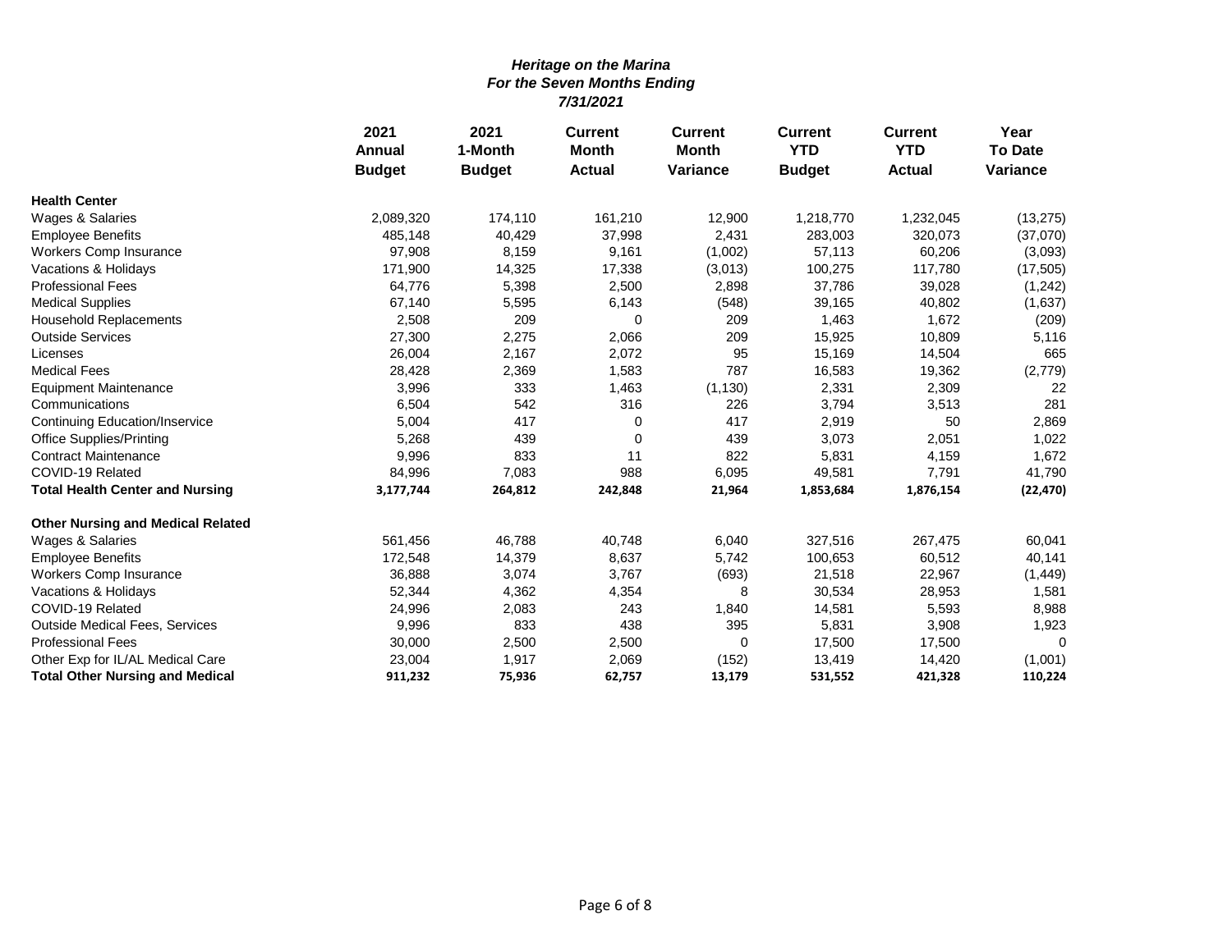***Heritage on the Marina***
***For the Seven Months Ending***
***7/31/2021***

| | 2021 Annual Budget | 2021 1-Month Budget | Current Month Actual | Current Month Variance | Current YTD Budget | Current YTD Actual | Year To Date Variance |
|---|---|---|---|---|---|---|---|
| **Health Center** | | | | | | | |
| Wages & Salaries | 2,089,320 | 174,110 | 161,210 | 12,900 | 1,218,770 | 1,232,045 | (13,275) |
| Employee Benefits | 485,148 | 40,429 | 37,998 | 2,431 | 283,003 | 320,073 | (37,070) |
| Workers Comp Insurance | 97,908 | 8,159 | 9,161 | (1,002) | 57,113 | 60,206 | (3,093) |
| Vacations & Holidays | 171,900 | 14,325 | 17,338 | (3,013) | 100,275 | 117,780 | (17,505) |
| Professional Fees | 64,776 | 5,398 | 2,500 | 2,898 | 37,786 | 39,028 | (1,242) |
| Medical Supplies | 67,140 | 5,595 | 6,143 | (548) | 39,165 | 40,802 | (1,637) |
| Household Replacements | 2,508 | 209 | 0 | 209 | 1,463 | 1,672 | (209) |
| Outside Services | 27,300 | 2,275 | 2,066 | 209 | 15,925 | 10,809 | 5,116 |
| Licenses | 26,004 | 2,167 | 2,072 | 95 | 15,169 | 14,504 | 665 |
| Medical Fees | 28,428 | 2,369 | 1,583 | 787 | 16,583 | 19,362 | (2,779) |
| Equipment Maintenance | 3,996 | 333 | 1,463 | (1,130) | 2,331 | 2,309 | 22 |
| Communications | 6,504 | 542 | 316 | 226 | 3,794 | 3,513 | 281 |
| Continuing Education/Inservice | 5,004 | 417 | 0 | 417 | 2,919 | 50 | 2,869 |
| Office Supplies/Printing | 5,268 | 439 | 0 | 439 | 3,073 | 2,051 | 1,022 |
| Contract Maintenance | 9,996 | 833 | 11 | 822 | 5,831 | 4,159 | 1,672 |
| COVID-19 Related | 84,996 | 7,083 | 988 | 6,095 | 49,581 | 7,791 | 41,790 |
| **Total Health Center and Nursing** | **3,177,744** | **264,812** | **242,848** | **21,964** | **1,853,684** | **1,876,154** | **(22,470)** |
| | | | | | | | |
| **Other Nursing and Medical Related** | | | | | | | |
| Wages & Salaries | 561,456 | 46,788 | 40,748 | 6,040 | 327,516 | 267,475 | 60,041 |
| Employee Benefits | 172,548 | 14,379 | 8,637 | 5,742 | 100,653 | 60,512 | 40,141 |
| Workers Comp Insurance | 36,888 | 3,074 | 3,767 | (693) | 21,518 | 22,967 | (1,449) |
| Vacations & Holidays | 52,344 | 4,362 | 4,354 | 8 | 30,534 | 28,953 | 1,581 |
| COVID-19 Related | 24,996 | 2,083 | 243 | 1,840 | 14,581 | 5,593 | 8,988 |
| Outside Medical Fees, Services | 9,996 | 833 | 438 | 395 | 5,831 | 3,908 | 1,923 |
| Professional Fees | 30,000 | 2,500 | 2,500 | 0 | 17,500 | 17,500 | 0 |
| Other Exp for IL/AL Medical Care | 23,004 | 1,917 | 2,069 | (152) | 13,419 | 14,420 | (1,001) |
| **Total Other Nursing and Medical** | **911,232** | **75,936** | **62,757** | **13,179** | **531,552** | **421,328** | **110,224** |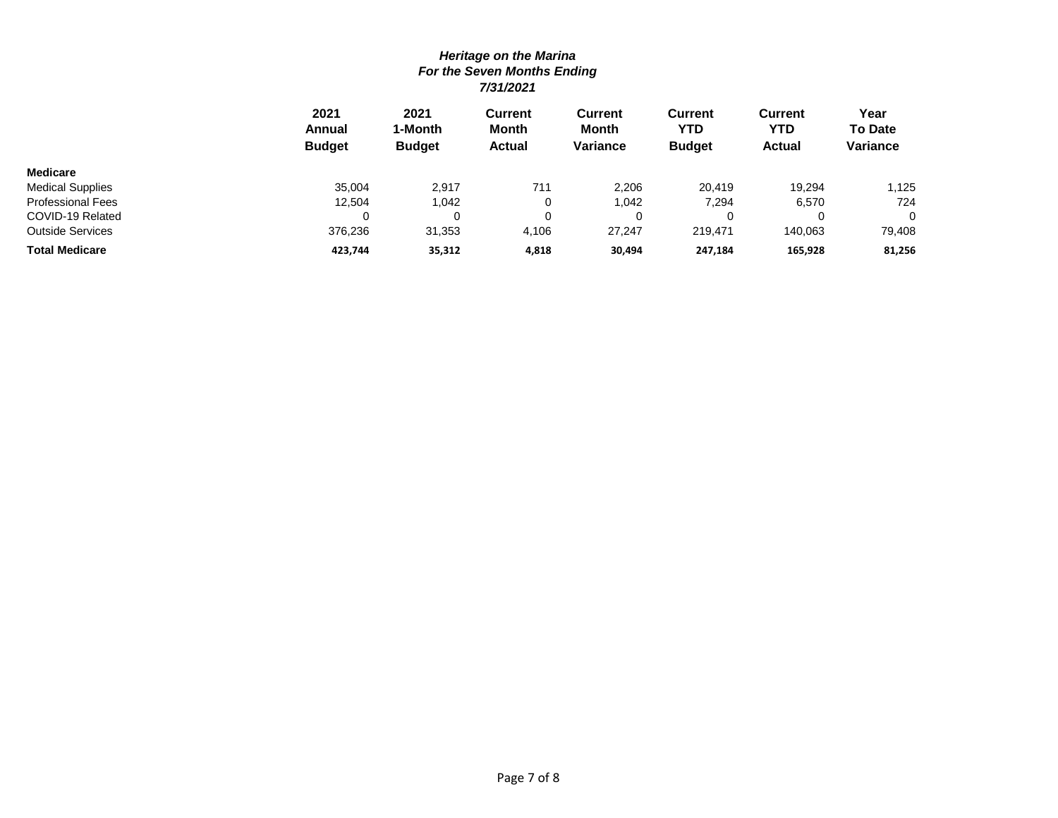***Heritage on the Marina***
***For the Seven Months Ending***
***7/31/2021***

| | 2021 Annual Budget | 2021 1-Month Budget | Current Month Actual | Current Month Variance | Current YTD Budget | Current YTD Actual | Year To Date Variance |
|---|---|---|---|---|---|---|---|
| **Medicare** | | | | | | | |
| Medical Supplies | 35,004 | 2,917 | 711 | 2,206 | 20,419 | 19,294 | 1,125 |
| Professional Fees | 12,504 | 1,042 | 0 | 1,042 | 7,294 | 6,570 | 724 |
| COVID-19 Related | 0 | 0 | 0 | 0 | 0 | 0 | 0 |
| Outside Services | 376,236 | 31,353 | 4,106 | 27,247 | 219,471 | 140,063 | 79,408 |
| **Total Medicare** | **423,744** | **35,312** | **4,818** | **30,494** | **247,184** | **165,928** | **81,256** |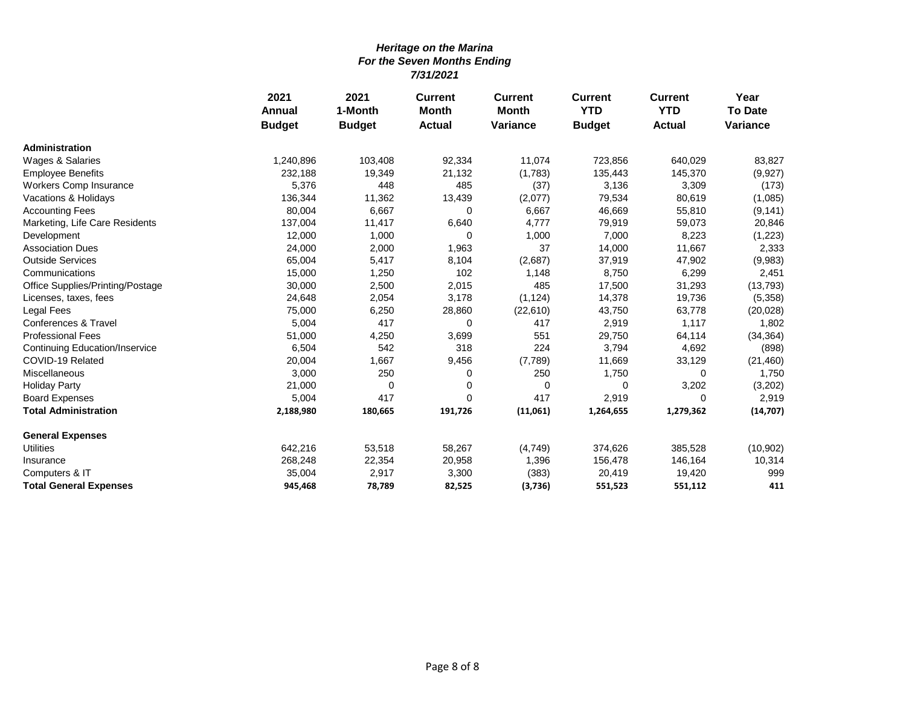***Heritage on the Marina***
***For the Seven Months Ending***
***7/31/2021***

| | 2021 Annual Budget | 2021 1-Month Budget | Current Month Actual | Current Month Variance | Current YTD Budget | Current YTD Actual | Year To Date Variance |
|---|---|---|---|---|---|---|---|
| **Administration** | | | | | | | |
| Wages & Salaries | 1,240,896 | 103,408 | 92,334 | 11,074 | 723,856 | 640,029 | 83,827 |
| Employee Benefits | 232,188 | 19,349 | 21,132 | (1,783) | 135,443 | 145,370 | (9,927) |
| Workers Comp Insurance | 5,376 | 448 | 485 | (37) | 3,136 | 3,309 | (173) |
| Vacations & Holidays | 136,344 | 11,362 | 13,439 | (2,077) | 79,534 | 80,619 | (1,085) |
| Accounting Fees | 80,004 | 6,667 | 0 | 6,667 | 46,669 | 55,810 | (9,141) |
| Marketing, Life Care Residents | 137,004 | 11,417 | 6,640 | 4,777 | 79,919 | 59,073 | 20,846 |
| Development | 12,000 | 1,000 | 0 | 1,000 | 7,000 | 8,223 | (1,223) |
| Association Dues | 24,000 | 2,000 | 1,963 | 37 | 14,000 | 11,667 | 2,333 |
| Outside Services | 65,004 | 5,417 | 8,104 | (2,687) | 37,919 | 47,902 | (9,983) |
| Communications | 15,000 | 1,250 | 102 | 1,148 | 8,750 | 6,299 | 2,451 |
| Office Supplies/Printing/Postage | 30,000 | 2,500 | 2,015 | 485 | 17,500 | 31,293 | (13,793) |
| Licenses, taxes, fees | 24,648 | 2,054 | 3,178 | (1,124) | 14,378 | 19,736 | (5,358) |
| Legal Fees | 75,000 | 6,250 | 28,860 | (22,610) | 43,750 | 63,778 | (20,028) |
| Conferences & Travel | 5,004 | 417 | 0 | 417 | 2,919 | 1,117 | 1,802 |
| Professional Fees | 51,000 | 4,250 | 3,699 | 551 | 29,750 | 64,114 | (34,364) |
| Continuing Education/Inservice | 6,504 | 542 | 318 | 224 | 3,794 | 4,692 | (898) |
| COVID-19 Related | 20,004 | 1,667 | 9,456 | (7,789) | 11,669 | 33,129 | (21,460) |
| Miscellaneous | 3,000 | 250 | 0 | 250 | 1,750 | 0 | 1,750 |
| Holiday Party | 21,000 | 0 | 0 | 0 | 0 | 3,202 | (3,202) |
| Board Expenses | 5,004 | 417 | 0 | 417 | 2,919 | 0 | 2,919 |
| **Total Administration** | **2,188,980** | **180,665** | **191,726** | **(11,061)** | **1,264,655** | **1,279,362** | **(14,707)** |
| **General Expenses** | | | | | | | |
| Utilities | 642,216 | 53,518 | 58,267 | (4,749) | 374,626 | 385,528 | (10,902) |
| Insurance | 268,248 | 22,354 | 20,958 | 1,396 | 156,478 | 146,164 | 10,314 |
| Computers & IT | 35,004 | 2,917 | 3,300 | (383) | 20,419 | 19,420 | 999 |
| **Total General Expenses** | **945,468** | **78,789** | **82,525** | **(3,736)** | **551,523** | **551,112** | **411** |